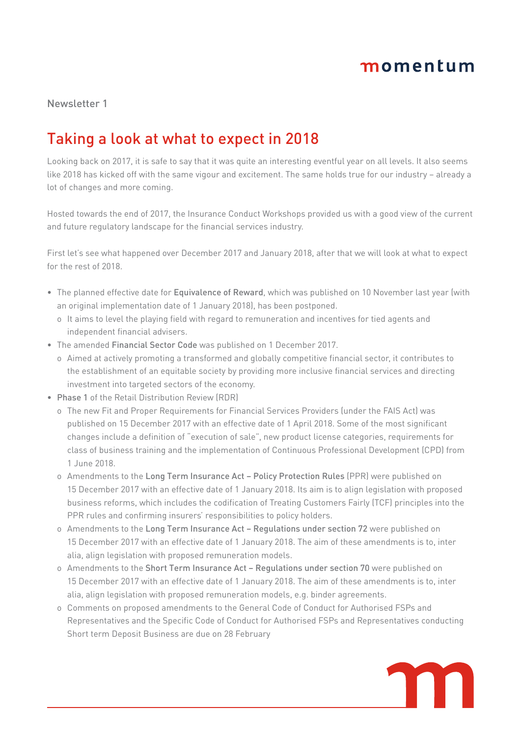Newsletter 1

# Taking a look at what to expect in 2018

Looking back on 2017, it is safe to say that it was quite an interesting eventful year on all levels. It also seems like 2018 has kicked off with the same vigour and excitement. The same holds true for our industry – already a lot of changes and more coming.

Hosted towards the end of 2017, the Insurance Conduct Workshops provided us with a good view of the current and future regulatory landscape for the financial services industry.

First let's see what happened over December 2017 and January 2018, after that we will look at what to expect for the rest of 2018.

- The planned effective date for Equivalence of Reward, which was published on 10 November last year (with an original implementation date of 1 January 2018), has been postponed.
  - It aims to level the playing field with regard to remuneration and incentives for tied agents and independent financial advisers.
- The amended Financial Sector Code was published on 1 December 2017.
  - Aimed at actively promoting a transformed and globally competitive financial sector, it contributes to the establishment of an equitable society by providing more inclusive financial services and directing investment into targeted sectors of the economy.
- Phase 1 of the Retail Distribution Review (RDR)
  - The new Fit and Proper Requirements for Financial Services Providers (under the FAIS Act) was published on 15 December 2017 with an effective date of 1 April 2018. Some of the most significant changes include a definition of "execution of sale", new product license categories, requirements for class of business training and the implementation of Continuous Professional Development (CPD) from 1 June 2018.
  - Amendments to the Long Term Insurance Act – Policy Protection Rules (PPR) were published on 15 December 2017 with an effective date of 1 January 2018. Its aim is to align legislation with proposed business reforms, which includes the codification of Treating Customers Fairly (TCF) principles into the PPR rules and confirming insurers' responsibilities to policy holders.
  - Amendments to the Long Term Insurance Act – Regulations under section 72 were published on 15 December 2017 with an effective date of 1 January 2018. The aim of these amendments is to, inter alia, align legislation with proposed remuneration models.
  - Amendments to the Short Term Insurance Act – Regulations under section 70 were published on 15 December 2017 with an effective date of 1 January 2018. The aim of these amendments is to, inter alia, align legislation with proposed remuneration models, e.g. binder agreements.
  - Comments on proposed amendments to the General Code of Conduct for Authorised FSPs and Representatives and the Specific Code of Conduct for Authorised FSPs and Representatives conducting Short term Deposit Business are due on 28 February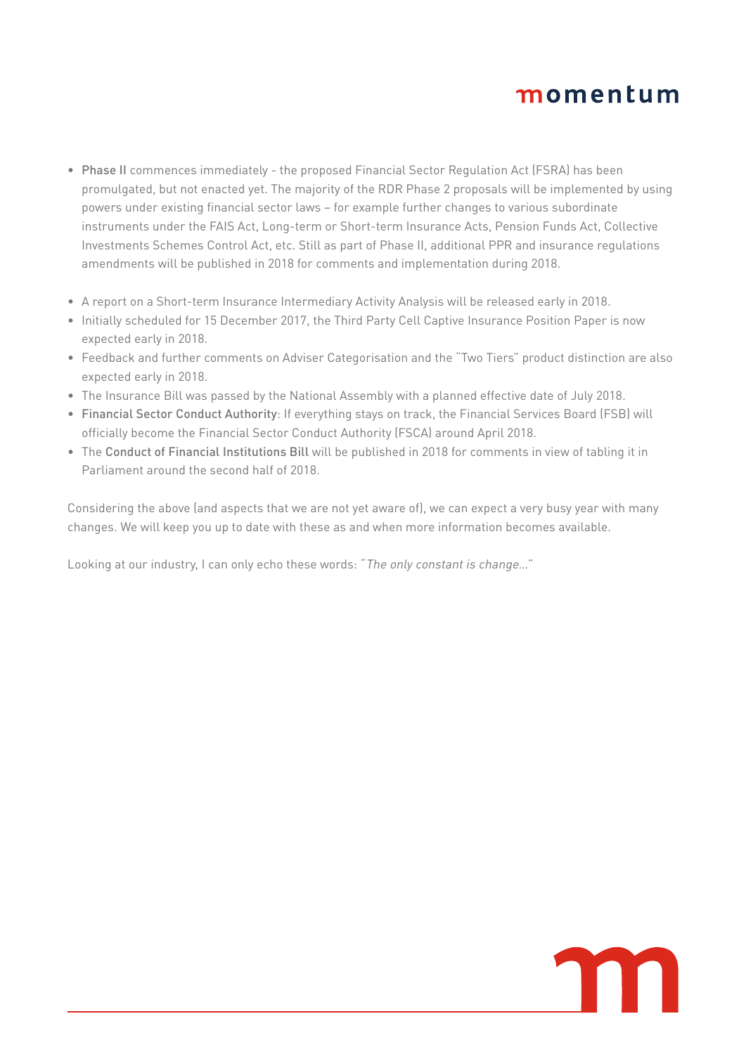- **Phase II** commences immediately - the proposed Financial Sector Regulation Act (FSRA) has been promulgated, but not enacted yet. The majority of the RDR Phase 2 proposals will be implemented by using powers under existing financial sector laws – for example further changes to various subordinate instruments under the FAIS Act, Long-term or Short-term Insurance Acts, Pension Funds Act, Collective Investments Schemes Control Act, etc. Still as part of Phase II, additional PPR and insurance regulations amendments will be published in 2018 for comments and implementation during 2018.

- A report on a Short-term Insurance Intermediary Activity Analysis will be released early in 2018.
- Initially scheduled for 15 December 2017, the Third Party Cell Captive Insurance Position Paper is now expected early in 2018.
- Feedback and further comments on Adviser Categorisation and the "Two Tiers" product distinction are also expected early in 2018.
- The Insurance Bill was passed by the National Assembly with a planned effective date of July 2018.
- **Financial Sector Conduct Authority**: If everything stays on track, the Financial Services Board (FSB) will officially become the Financial Sector Conduct Authority (FSCA) around April 2018.
- The **Conduct of Financial Institutions Bill** will be published in 2018 for comments in view of tabling it in Parliament around the second half of 2018.

Considering the above (and aspects that we are not yet aware of), we can expect a very busy year with many changes. We will keep you up to date with these as and when more information becomes available.

Looking at our industry, I can only echo these words: *"The only constant is change..."*